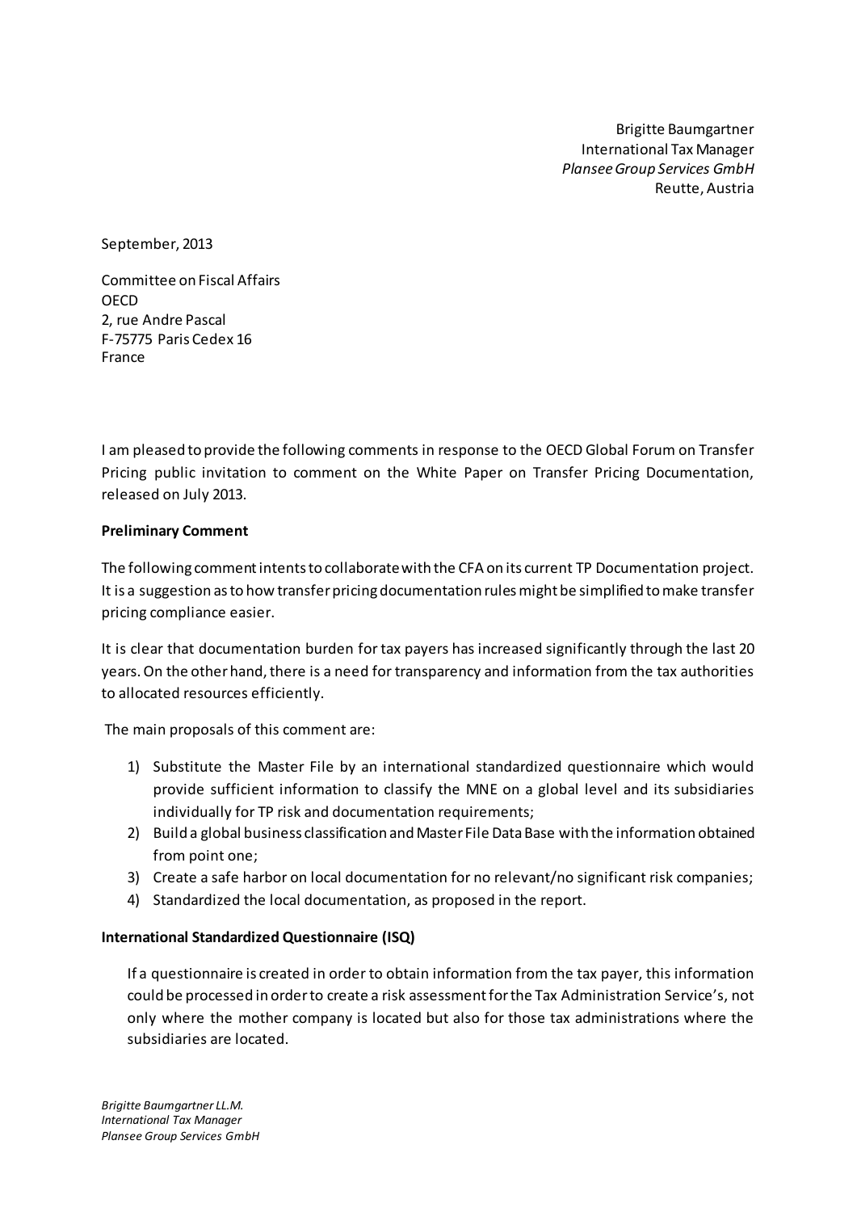Brigitte Baumgartner
International Tax Manager
*Plansee Group Services GmbH*
Reutte, Austria

September, 2013

Committee on Fiscal Affairs
OECD
2, rue Andre Pascal
F-75775 Paris Cedex 16
France

I am pleased to provide the following comments in response to the OECD Global Forum on Transfer Pricing public invitation to comment on the White Paper on Transfer Pricing Documentation, released on July 2013.

**Preliminary Comment**

The following comment intents to collaborate with the CFA on its current TP Documentation project. It is a suggestion as to how transfer pricing documentation rules might be simplified to make transfer pricing compliance easier.

It is clear that documentation burden for tax payers has increased significantly through the last 20 years. On the other hand, there is a need for transparency and information from the tax authorities to allocated resources efficiently.

The main proposals of this comment are:

1) Substitute the Master File by an international standardized questionnaire which would provide sufficient information to classify the MNE on a global level and its subsidiaries individually for TP risk and documentation requirements;
2) Build a global business classification and Master File Data Base with the information obtained from point one;
3) Create a safe harbor on local documentation for no relevant/no significant risk companies;
4) Standardized the local documentation, as proposed in the report.

**International Standardized Questionnaire (ISQ)**

If a questionnaire is created in order to obtain information from the tax payer, this information could be processed in order to create a risk assessment for the Tax Administration Service's, not only where the mother company is located but also for those tax administrations where the subsidiaries are located.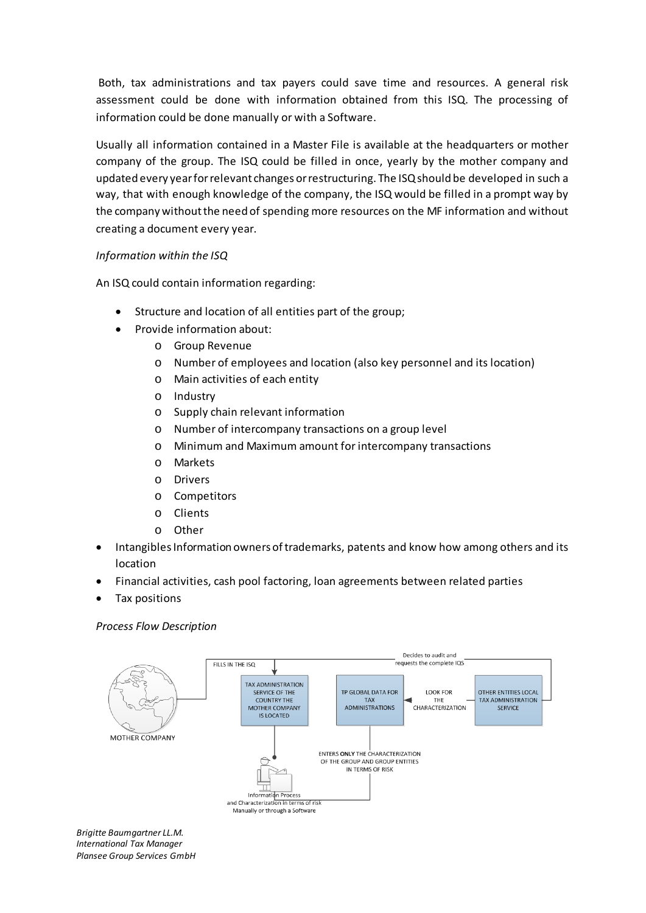Both, tax administrations and tax payers could save time and resources. A general risk assessment could be done with information obtained from this ISQ. The processing of information could be done manually or with a Software.

Usually all information contained in a Master File is available at the headquarters or mother company of the group. The ISQ could be filled in once, yearly by the mother company and updated every year for relevant changes or restructuring. The ISQ should be developed in such a way, that with enough knowledge of the company, the ISQ would be filled in a prompt way by the company without the need of spending more resources on the MF information and without creating a document every year.

*Information within the ISQ*

An ISQ could contain information regarding:

- Structure and location of all entities part of the group;
- Provide information about:
  - Group Revenue
  - Number of employees and location (also key personnel and its location)
  - Main activities of each entity
  - Industry
  - Supply chain relevant information
  - Number of intercompany transactions on a group level
  - Minimum and Maximum amount for intercompany transactions
  - Markets
  - Drivers
  - Competitors
  - Clients
  - Other
- Intangibles Information owners of trademarks, patents and know how among others and its location
- Financial activities, cash pool factoring, loan agreements between related parties
- Tax positions

*Process Flow Description*

MOTHER COMPANY

FILLS IN THE ISQ

TAX ADMINISTRATION SERVICE OF THE COUNTRY THE MOTHER COMPANY IS LOCATED

Information Process and Characterization in terms of risk Manually or through a Software

ENTERS **ONLY** THE CHARACTERIZATION OF THE GROUP AND GROUP ENTITIES IN TERMS OF RISK

TP GLOBAL DATA FOR TAX ADMINISTRATIONS

LOOK FOR THE CHARACTERIZATION

OTHER ENTITIES LOCAL TAX ADMINISTRATION SERVICE

Decides to audit and requests the complete IQS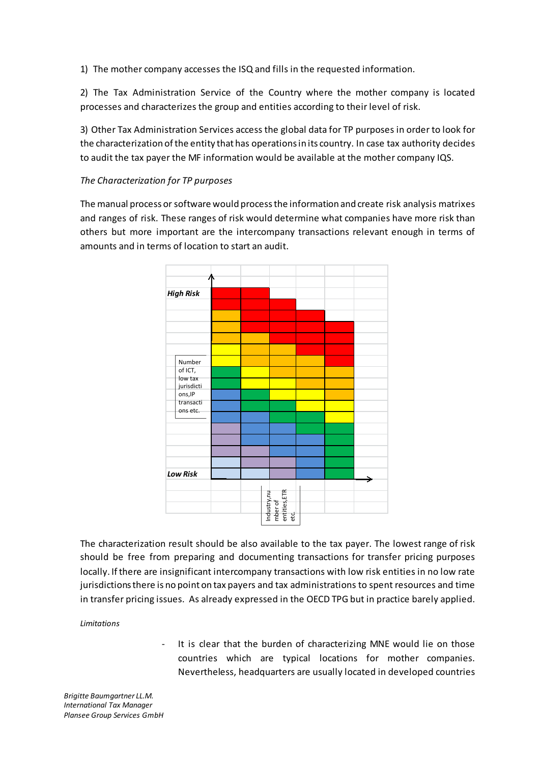1) The mother company accesses the ISQ and fills in the requested information.

2) The Tax Administration Service of the Country where the mother company is located processes and characterizes the group and entities according to their level of risk.

3) Other Tax Administration Services access the global data for TP purposes in order to look for the characterization of the entity that has operations in its country. In case tax authority decides to audit the tax payer the MF information would be available at the mother company IQS.

*The Characterization for TP purposes*

The manual process or software would process the information and create risk analysis matrixes and ranges of risk. These ranges of risk would determine what companies have more risk than others but more important are the intercompany transactions relevant enough in terms of amounts and in terms of location to start an audit.

***High Risk***

Number of ICT, low tax jurisdictions,IP transactions etc.

***Low Risk***

Industry,number of entities,ETR etc.

The characterization result should be also available to the tax payer. The lowest range of risk should be free from preparing and documenting transactions for transfer pricing purposes locally. If there are insignificant intercompany transactions with low risk entities in no low rate jurisdictions there is no point on tax payers and tax administrations to spent resources and time in transfer pricing issues. As already expressed in the OECD TPG but in practice barely applied.

*Limitations*

- It is clear that the burden of characterizing MNE would lie on those countries which are typical locations for mother companies. Nevertheless, headquarters are usually located in developed countries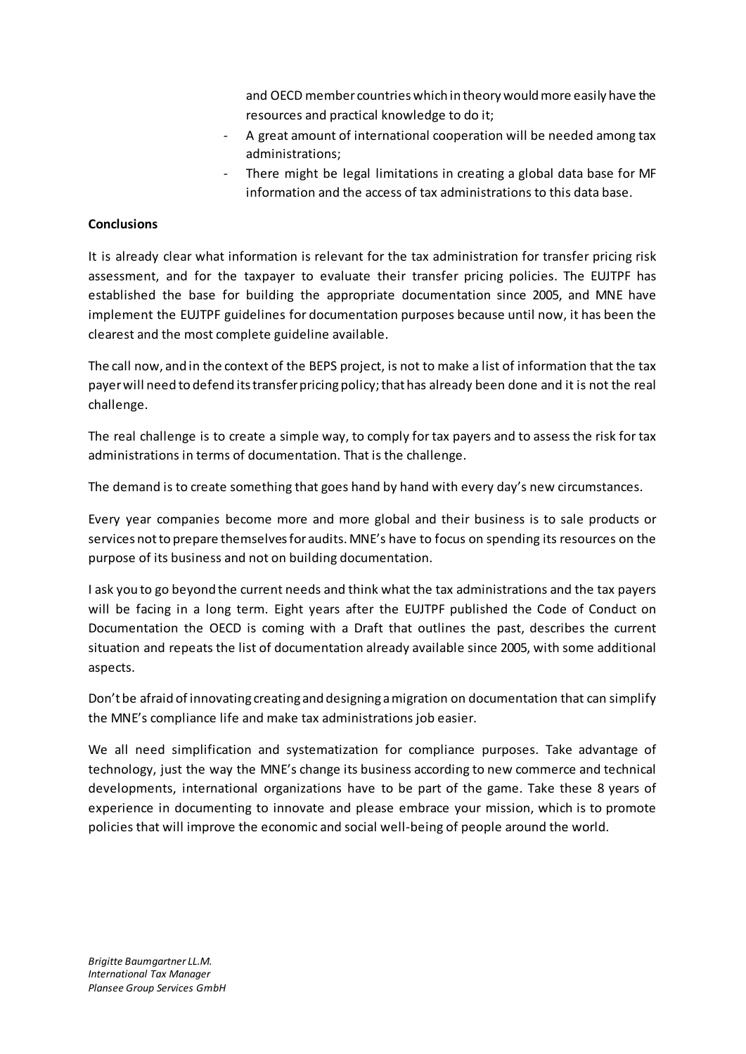and OECD member countries which in theory would more easily have the resources and practical knowledge to do it;

- A great amount of international cooperation will be needed among tax administrations;
- There might be legal limitations in creating a global data base for MF information and the access of tax administrations to this data base.

**Conclusions**

It is already clear what information is relevant for the tax administration for transfer pricing risk assessment, and for the taxpayer to evaluate their transfer pricing policies. The EUJTPF has established the base for building the appropriate documentation since 2005, and MNE have implement the EUJTPF guidelines for documentation purposes because until now, it has been the clearest and the most complete guideline available.

The call now, and in the context of the BEPS project, is not to make a list of information that the tax payer will need to defend its transfer pricing policy; that has already been done and it is not the real challenge.

The real challenge is to create a simple way, to comply for tax payers and to assess the risk for tax administrations in terms of documentation. That is the challenge.

The demand is to create something that goes hand by hand with every day's new circumstances.

Every year companies become more and more global and their business is to sale products or services not to prepare themselves for audits. MNE's have to focus on spending its resources on the purpose of its business and not on building documentation.

I ask you to go beyond the current needs and think what the tax administrations and the tax payers will be facing in a long term. Eight years after the EUJTPF published the Code of Conduct on Documentation the OECD is coming with a Draft that outlines the past, describes the current situation and repeats the list of documentation already available since 2005, with some additional aspects.

Don't be afraid of innovating creating and designing a migration on documentation that can simplify the MNE's compliance life and make tax administrations job easier.

We all need simplification and systematization for compliance purposes. Take advantage of technology, just the way the MNE's change its business according to new commerce and technical developments, international organizations have to be part of the game. Take these 8 years of experience in documenting to innovate and please embrace your mission, which is to promote policies that will improve the economic and social well-being of people around the world.

*Brigitte Baumgartner LL.M.*
*International Tax Manager*
*Plansee Group Services GmbH*